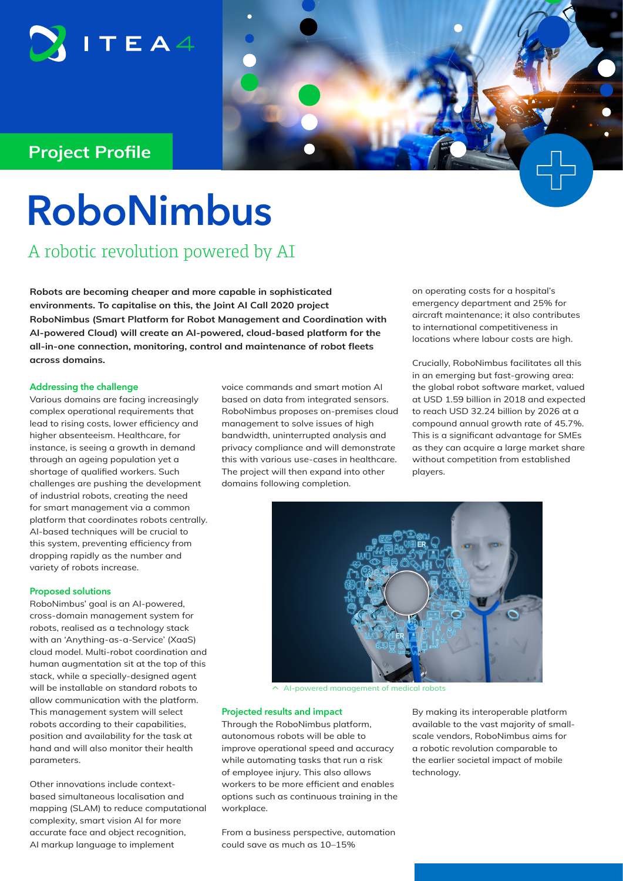ITEA4

Project Profile

# RoboNimbus

## A robotic revolution powered by AI

**Robots are becoming cheaper and more capable in sophisticated environments. To capitalise on this, the Joint AI Call 2020 project RoboNimbus (Smart Platform for Robot Management and Coordination with AI-powered Cloud) will create an AI-powered, cloud-based platform for the all-in-one connection, monitoring, control and maintenance of robot fleets across domains.**

### Addressing the challenge

Various domains are facing increasingly complex operational requirements that lead to rising costs, lower efficiency and higher absenteeism. Healthcare, for instance, is seeing a growth in demand through an ageing population yet a shortage of qualified workers. Such challenges are pushing the development of industrial robots, creating the need for smart management via a common platform that coordinates robots centrally. AI-based techniques will be crucial to this system, preventing efficiency from dropping rapidly as the number and variety of robots increase.

### Proposed solutions

RoboNimbus' goal is an AI-powered, cross-domain management system for robots, realised as a technology stack with an 'Anything-as-a-Service' (XaaS) cloud model. Multi-robot coordination and human augmentation sit at the top of this stack, while a specially-designed agent will be installable on standard robots to allow communication with the platform. This management system will select robots according to their capabilities, position and availability for the task at hand and will also monitor their health parameters.

Other innovations include context-based simultaneous localisation and mapping (SLAM) to reduce computational complexity, smart vision AI for more accurate face and object recognition, AI markup language to implement voice commands and smart motion AI based on data from integrated sensors. RoboNimbus proposes on-premises cloud management to solve issues of high bandwidth, uninterrupted analysis and privacy compliance and will demonstrate this with various use-cases in healthcare. The project will then expand into other domains following completion.

AI-powered management of medical robots

### Projected results and impact

Through the RoboNimbus platform, autonomous robots will be able to improve operational speed and accuracy while automating tasks that run a risk of employee injury. This also allows workers to be more efficient and enables options such as continuous training in the workplace.

From a business perspective, automation could save as much as 10–15% on operating costs for a hospital's emergency department and 25% for aircraft maintenance; it also contributes to international competitiveness in locations where labour costs are high.

Crucially, RoboNimbus facilitates all this in an emerging but fast-growing area: the global robot software market, valued at USD 1.59 billion in 2018 and expected to reach USD 32.24 billion by 2026 at a compound annual growth rate of 45.7%. This is a significant advantage for SMEs as they can acquire a large market share without competition from established players.

By making its interoperable platform available to the vast majority of small-scale vendors, RoboNimbus aims for a robotic revolution comparable to the earlier societal impact of mobile technology.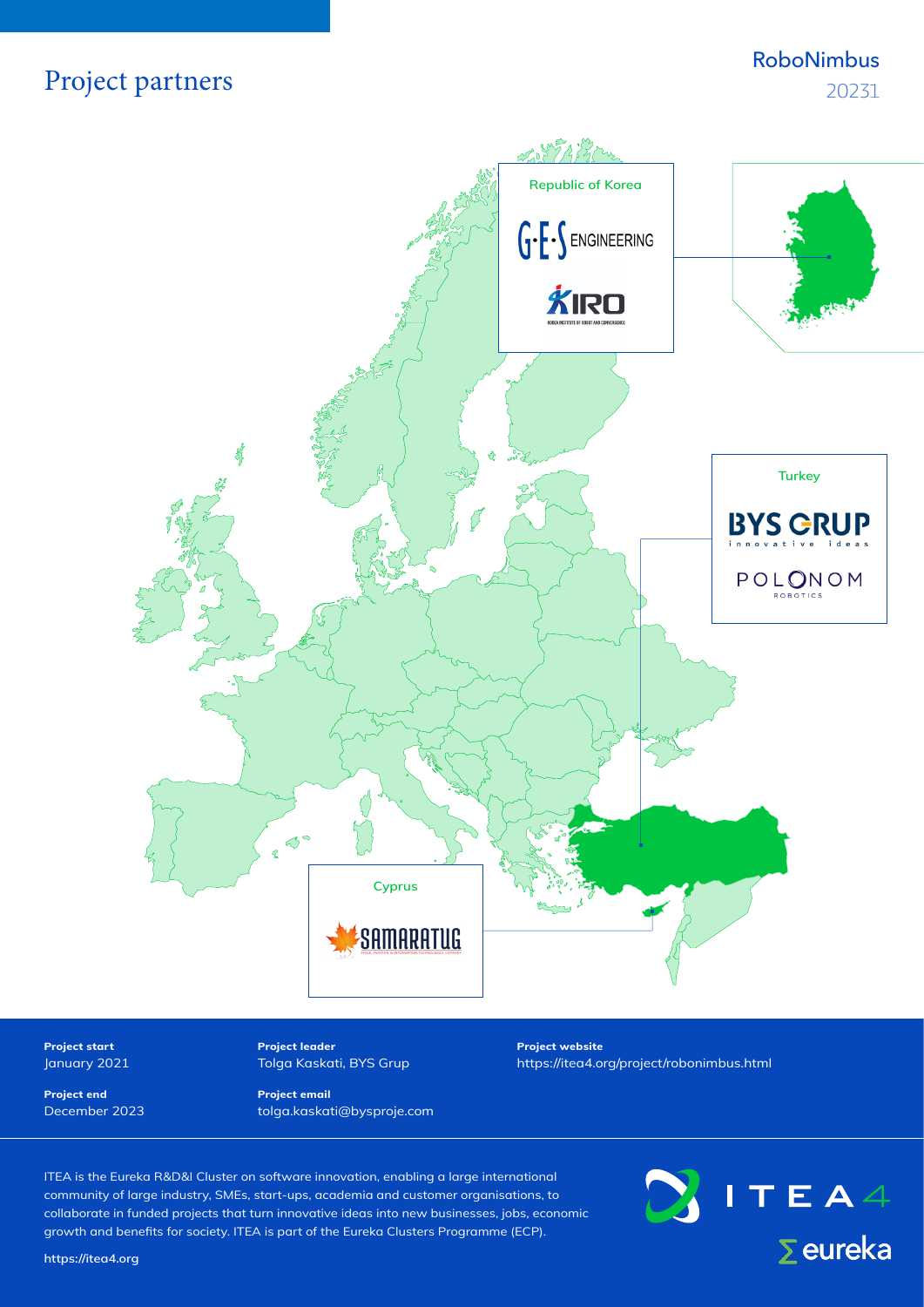# Project partners

**RoboNimbus**
20231

**Republic of Korea**

G·E·S ENGINEERING

KIRO
KOREA INSTITUTE OF ROBOT AND CONVERGENCE

**Turkey**

BYS GRUP
innovative ideas

POLONOM
ROBOTICS

**Cyprus**

SAMARATUG
SPACE, AVIATION & INFORMATION TECHNOLOGIES COMPANY

**Project start**
January 2021

**Project end**
December 2023

**Project leader**
Tolga Kaskati, BYS Grup

**Project email**
tolga.kaskati@bysproje.com

**Project website**
https://itea4.org/project/robonimbus.html

ITEA is the Eureka R&D&I Cluster on software innovation, enabling a large international community of large industry, SMEs, start-ups, academia and customer organisations, to collaborate in funded projects that turn innovative ideas into new businesses, jobs, economic growth and benefits for society. ITEA is part of the Eureka Clusters Programme (ECP).

**https://itea4.org**

ITEA4
eureka